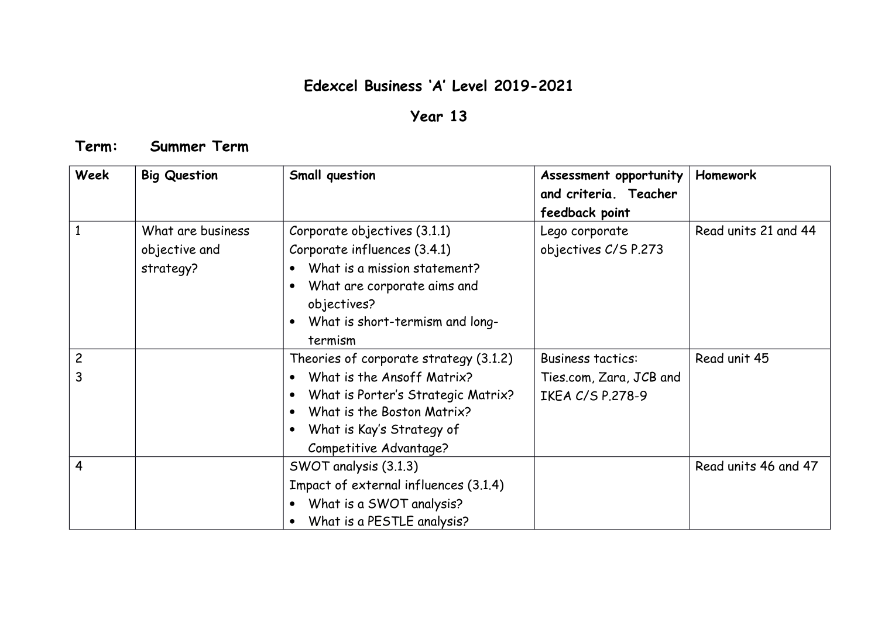# Edexcel Business 'A' Level 2019-2021

## Year 13

### Term: Summer Term

| Week | Big Question | Small question | Assessment opportunity and criteria. Teacher feedback point | Homework |
|---|---|---|---|---|
| 1 | What are business objective and strategy? | Corporate objectives (3.1.1)<br>Corporate influences (3.4.1)<br>• What is a mission statement?<br>• What are corporate aims and objectives?<br>• What is short-termism and long-termism | Lego corporate objectives C/S P.273 | Read units 21 and 44 |
| 2<br>3 | | Theories of corporate strategy (3.1.2)<br>• What is the Ansoff Matrix?<br>• What is Porter's Strategic Matrix?<br>• What is the Boston Matrix?<br>• What is Kay's Strategy of Competitive Advantage? | Business tactics: Ties.com, Zara, JCB and IKEA C/S P.278-9 | Read unit 45 |
| 4 | | SWOT analysis (3.1.3)<br>Impact of external influences (3.1.4)<br>• What is a SWOT analysis?<br>• What is a PESTLE analysis? | | Read units 46 and 47 |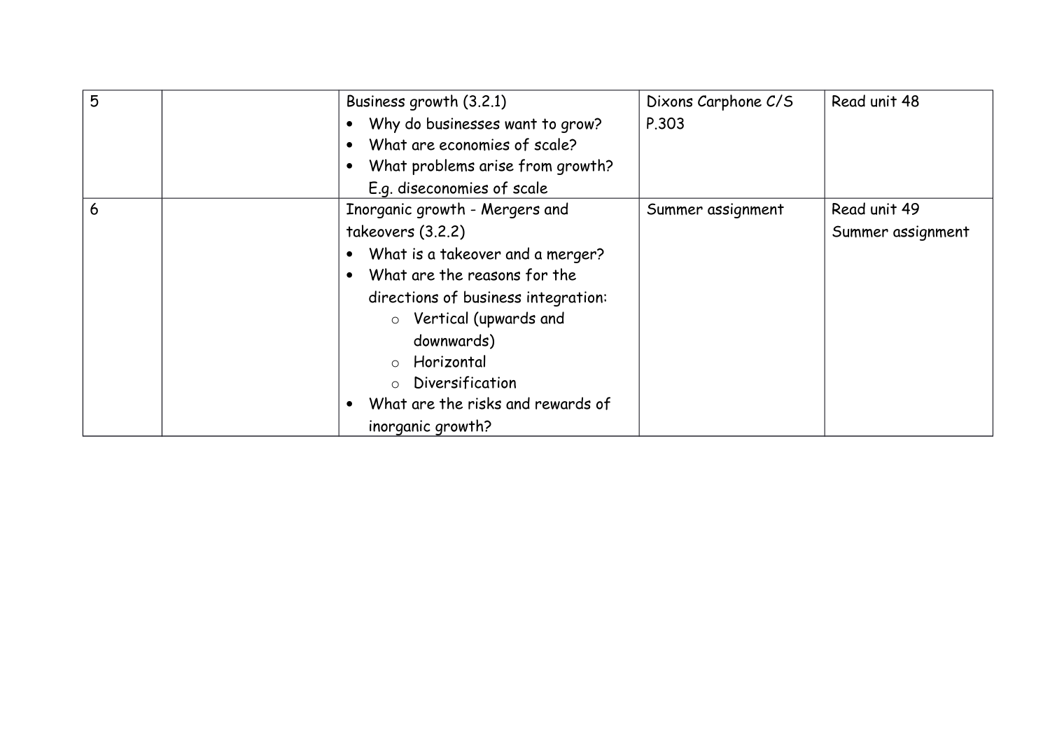| | | | | |
|---|---|---|---|---|
| 5 | | Business growth (3.2.1)<br>• Why do businesses want to grow?<br>• What are economies of scale?<br>• What problems arise from growth? E.g. diseconomies of scale | Dixons Carphone C/S P.303 | Read unit 48 |
| 6 | | Inorganic growth - Mergers and takeovers (3.2.2)<br>• What is a takeover and a merger?<br>• What are the reasons for the directions of business integration:<br>  ○ Vertical (upwards and downwards)<br>  ○ Horizontal<br>  ○ Diversification<br>• What are the risks and rewards of inorganic growth? | Summer assignment | Read unit 49<br>Summer assignment |